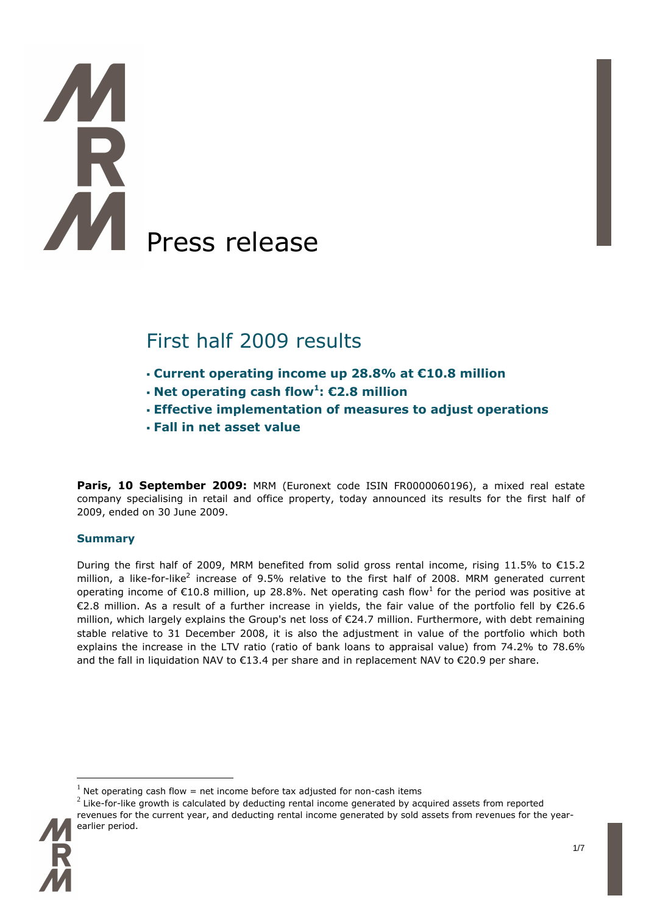# Press release

## First half 2009 results

- **Current operating income up 28.8% at €10.8 million**
- **Net operating cash flow[1]: €2.8 million**
- **Effective implementation of measures to adjust operations**
- **Fall in net asset value**

**Paris, 10 September 2009:** MRM (Euronext code ISIN FR0000060196), a mixed real estate company specialising in retail and office property, today announced its results for the first half of 2009, ended on 30 June 2009.

### Summary

During the first half of 2009, MRM benefited from solid gross rental income, rising 11.5% to €15.2 million, a like-for-like[2] increase of 9.5% relative to the first half of 2008. MRM generated current operating income of €10.8 million, up 28.8%. Net operating cash flow[1] for the period was positive at €2.8 million. As a result of a further increase in yields, the fair value of the portfolio fell by €26.6 million, which largely explains the Group's net loss of €24.7 million. Furthermore, with debt remaining stable relative to 31 December 2008, it is also the adjustment in value of the portfolio which both explains the increase in the LTV ratio (ratio of bank loans to appraisal value) from 74.2% to 78.6% and the fall in liquidation NAV to €13.4 per share and in replacement NAV to €20.9 per share.

[1] Net operating cash flow = net income before tax adjusted for non-cash items

[2] Like-for-like growth is calculated by deducting rental income generated by acquired assets from reported revenues for the current year, and deducting rental income generated by sold assets from revenues for the year-earlier period.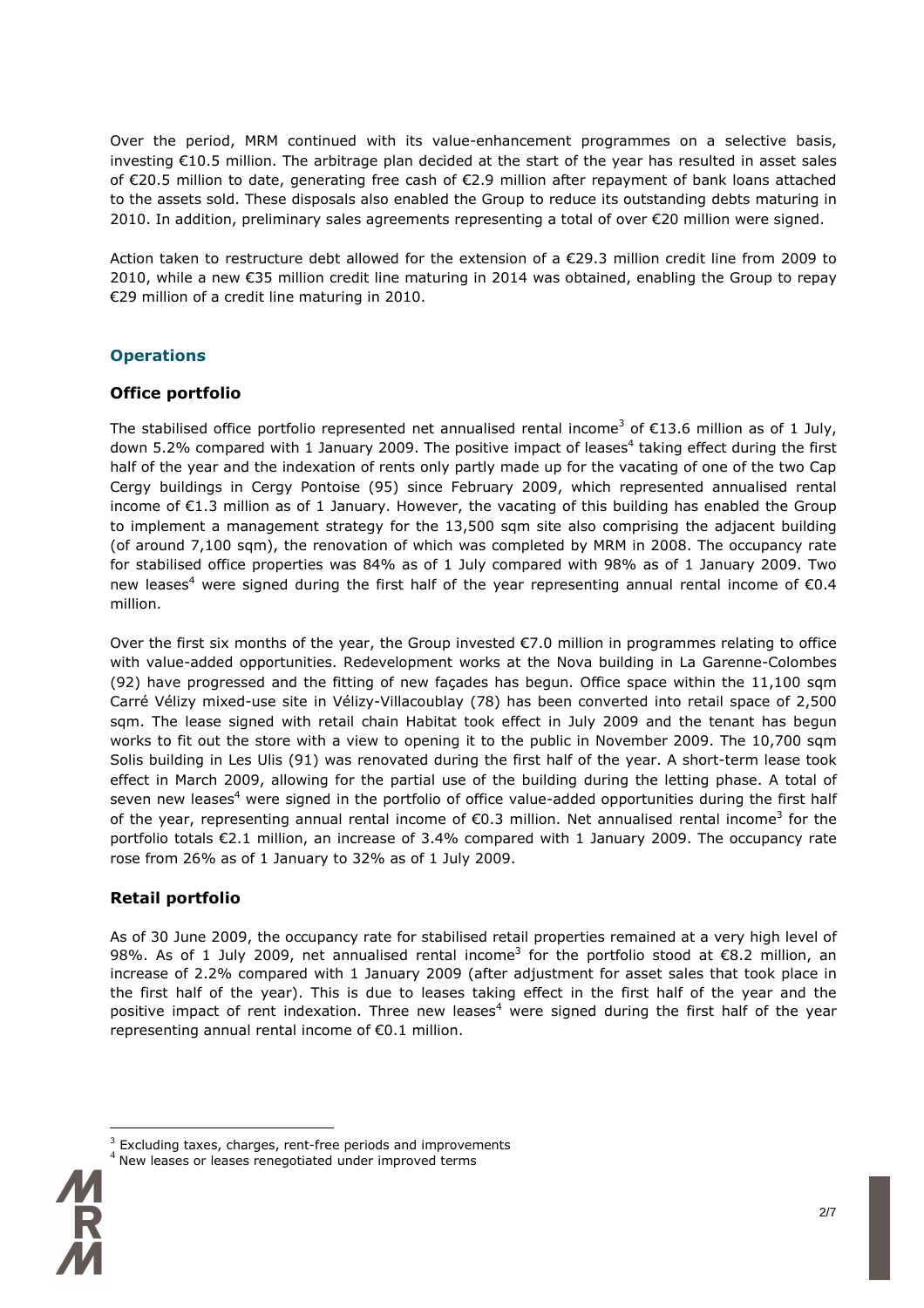Over the period, MRM continued with its value-enhancement programmes on a selective basis, investing €10.5 million. The arbitrage plan decided at the start of the year has resulted in asset sales of €20.5 million to date, generating free cash of €2.9 million after repayment of bank loans attached to the assets sold. These disposals also enabled the Group to reduce its outstanding debts maturing in 2010. In addition, preliminary sales agreements representing a total of over €20 million were signed.

Action taken to restructure debt allowed for the extension of a €29.3 million credit line from 2009 to 2010, while a new €35 million credit line maturing in 2014 was obtained, enabling the Group to repay €29 million of a credit line maturing in 2010.

## Operations

### Office portfolio

The stabilised office portfolio represented net annualised rental income[3] of €13.6 million as of 1 July, down 5.2% compared with 1 January 2009. The positive impact of leases[4] taking effect during the first half of the year and the indexation of rents only partly made up for the vacating of one of the two Cap Cergy buildings in Cergy Pontoise (95) since February 2009, which represented annualised rental income of €1.3 million as of 1 January. However, the vacating of this building has enabled the Group to implement a management strategy for the 13,500 sqm site also comprising the adjacent building (of around 7,100 sqm), the renovation of which was completed by MRM in 2008. The occupancy rate for stabilised office properties was 84% as of 1 July compared with 98% as of 1 January 2009. Two new leases[4] were signed during the first half of the year representing annual rental income of €0.4 million.

Over the first six months of the year, the Group invested €7.0 million in programmes relating to office with value-added opportunities. Redevelopment works at the Nova building in La Garenne-Colombes (92) have progressed and the fitting of new façades has begun. Office space within the 11,100 sqm Carré Vélizy mixed-use site in Vélizy-Villacoublay (78) has been converted into retail space of 2,500 sqm. The lease signed with retail chain Habitat took effect in July 2009 and the tenant has begun works to fit out the store with a view to opening it to the public in November 2009. The 10,700 sqm Solis building in Les Ulis (91) was renovated during the first half of the year. A short-term lease took effect in March 2009, allowing for the partial use of the building during the letting phase. A total of seven new leases[4] were signed in the portfolio of office value-added opportunities during the first half of the year, representing annual rental income of €0.3 million. Net annualised rental income[3] for the portfolio totals €2.1 million, an increase of 3.4% compared with 1 January 2009. The occupancy rate rose from 26% as of 1 January to 32% as of 1 July 2009.

### Retail portfolio

As of 30 June 2009, the occupancy rate for stabilised retail properties remained at a very high level of 98%. As of 1 July 2009, net annualised rental income[3] for the portfolio stood at €8.2 million, an increase of 2.2% compared with 1 January 2009 (after adjustment for asset sales that took place in the first half of the year). This is due to leases taking effect in the first half of the year and the positive impact of rent indexation. Three new leases[4] were signed during the first half of the year representing annual rental income of €0.1 million.

---

[3] Excluding taxes, charges, rent-free periods and improvements

[4] New leases or leases renegotiated under improved terms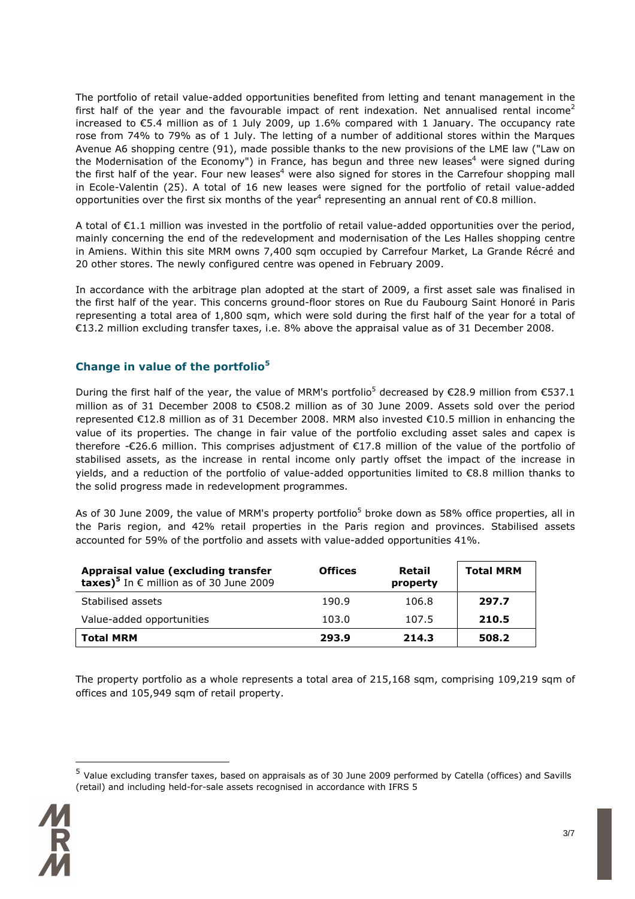The portfolio of retail value-added opportunities benefited from letting and tenant management in the first half of the year and the favourable impact of rent indexation. Net annualised rental income[2] increased to €5.4 million as of 1 July 2009, up 1.6% compared with 1 January. The occupancy rate rose from 74% to 79% as of 1 July. The letting of a number of additional stores within the Marques Avenue A6 shopping centre (91), made possible thanks to the new provisions of the LME law ("Law on the Modernisation of the Economy") in France, has begun and three new leases[4] were signed during the first half of the year. Four new leases[4] were also signed for stores in the Carrefour shopping mall in Ecole-Valentin (25). A total of 16 new leases were signed for the portfolio of retail value-added opportunities over the first six months of the year[4] representing an annual rent of €0.8 million.

A total of €1.1 million was invested in the portfolio of retail value-added opportunities over the period, mainly concerning the end of the redevelopment and modernisation of the Les Halles shopping centre in Amiens. Within this site MRM owns 7,400 sqm occupied by Carrefour Market, La Grande Récré and 20 other stores. The newly configured centre was opened in February 2009.

In accordance with the arbitrage plan adopted at the start of 2009, a first asset sale was finalised in the first half of the year. This concerns ground-floor stores on Rue du Faubourg Saint Honoré in Paris representing a total area of 1,800 sqm, which were sold during the first half of the year for a total of €13.2 million excluding transfer taxes, i.e. 8% above the appraisal value as of 31 December 2008.

## Change in value of the portfolio[5]

During the first half of the year, the value of MRM's portfolio[5] decreased by €28.9 million from €537.1 million as of 31 December 2008 to €508.2 million as of 30 June 2009. Assets sold over the period represented €12.8 million as of 31 December 2008. MRM also invested €10.5 million in enhancing the value of its properties. The change in fair value of the portfolio excluding asset sales and capex is therefore -€26.6 million. This comprises adjustment of €17.8 million of the value of the portfolio of stabilised assets, as the increase in rental income only partly offset the impact of the increase in yields, and a reduction of the portfolio of value-added opportunities limited to €8.8 million thanks to the solid progress made in redevelopment programmes.

As of 30 June 2009, the value of MRM's property portfolio[5] broke down as 58% office properties, all in the Paris region, and 42% retail properties in the Paris region and provinces. Stabilised assets accounted for 59% of the portfolio and assets with value-added opportunities 41%.

| **Appraisal value (excluding transfer taxes)[5]** In € million as of 30 June 2009 | **Offices** | **Retail property** | **Total MRM** |
|---|---|---|---|
| Stabilised assets | 190.9 | 106.8 | **297.7** |
| Value-added opportunities | 103.0 | 107.5 | **210.5** |
| **Total MRM** | **293.9** | **214.3** | **508.2** |

The property portfolio as a whole represents a total area of 215,168 sqm, comprising 109,219 sqm of offices and 105,949 sqm of retail property.

[5] Value excluding transfer taxes, based on appraisals as of 30 June 2009 performed by Catella (offices) and Savills (retail) and including held-for-sale assets recognised in accordance with IFRS 5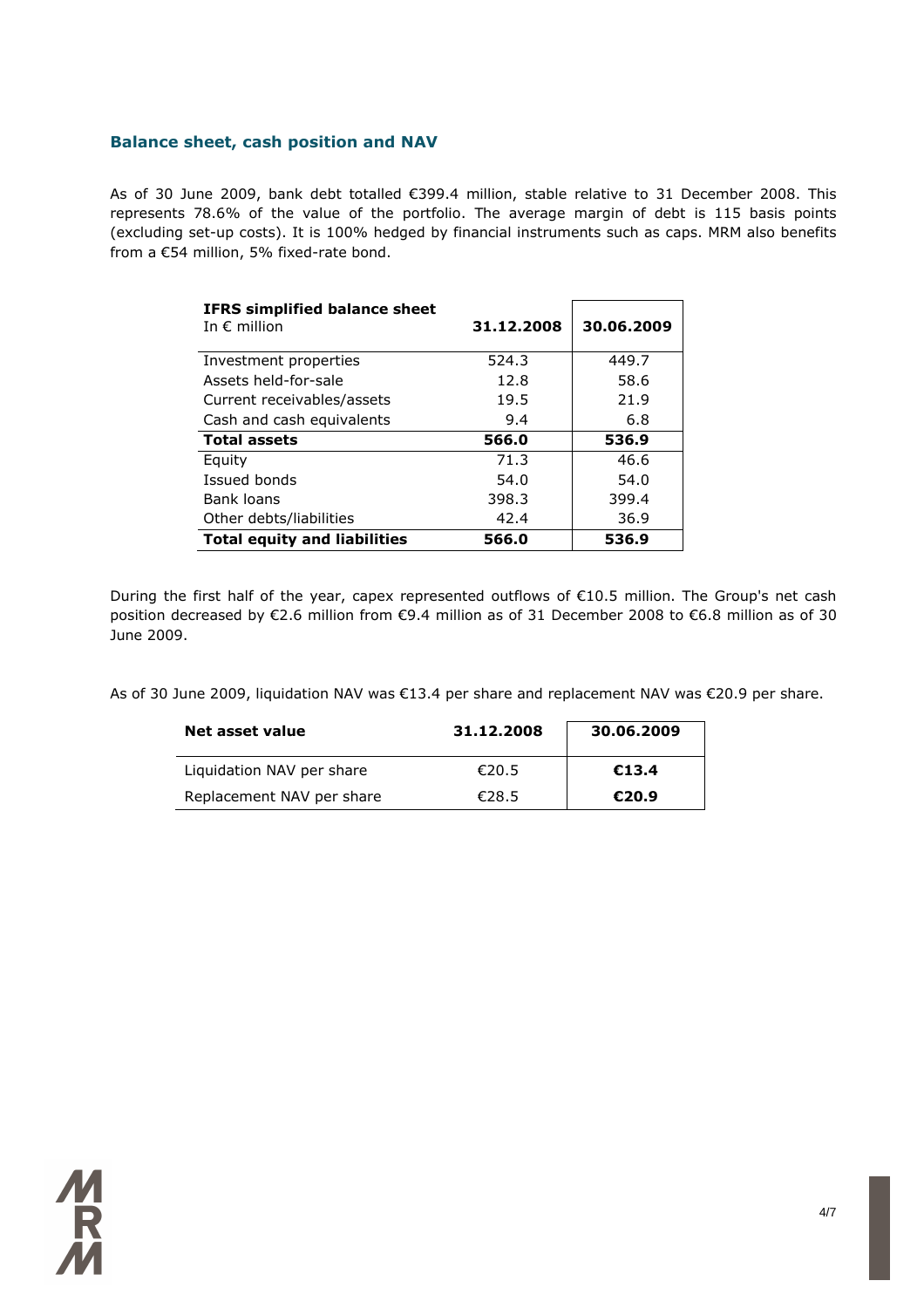## Balance sheet, cash position and NAV

As of 30 June 2009, bank debt totalled €399.4 million, stable relative to 31 December 2008. This represents 78.6% of the value of the portfolio. The average margin of debt is 115 basis points (excluding set-up costs). It is 100% hedged by financial instruments such as caps. MRM also benefits from a €54 million, 5% fixed-rate bond.

| **IFRS simplified balance sheet** In € million | **31.12.2008** | **30.06.2009** |
|---|---|---|
| Investment properties | 524.3 | 449.7 |
| Assets held-for-sale | 12.8 | 58.6 |
| Current receivables/assets | 19.5 | 21.9 |
| Cash and cash equivalents | 9.4 | 6.8 |
| **Total assets** | **566.0** | **536.9** |
| Equity | 71.3 | 46.6 |
| Issued bonds | 54.0 | 54.0 |
| Bank loans | 398.3 | 399.4 |
| Other debts/liabilities | 42.4 | 36.9 |
| **Total equity and liabilities** | **566.0** | **536.9** |

During the first half of the year, capex represented outflows of €10.5 million. The Group's net cash position decreased by €2.6 million from €9.4 million as of 31 December 2008 to €6.8 million as of 30 June 2009.

As of 30 June 2009, liquidation NAV was €13.4 per share and replacement NAV was €20.9 per share.

| **Net asset value** | **31.12.2008** | **30.06.2009** |
|---|---|---|
| Liquidation NAV per share | €20.5 | **€13.4** |
| Replacement NAV per share | €28.5 | **€20.9** |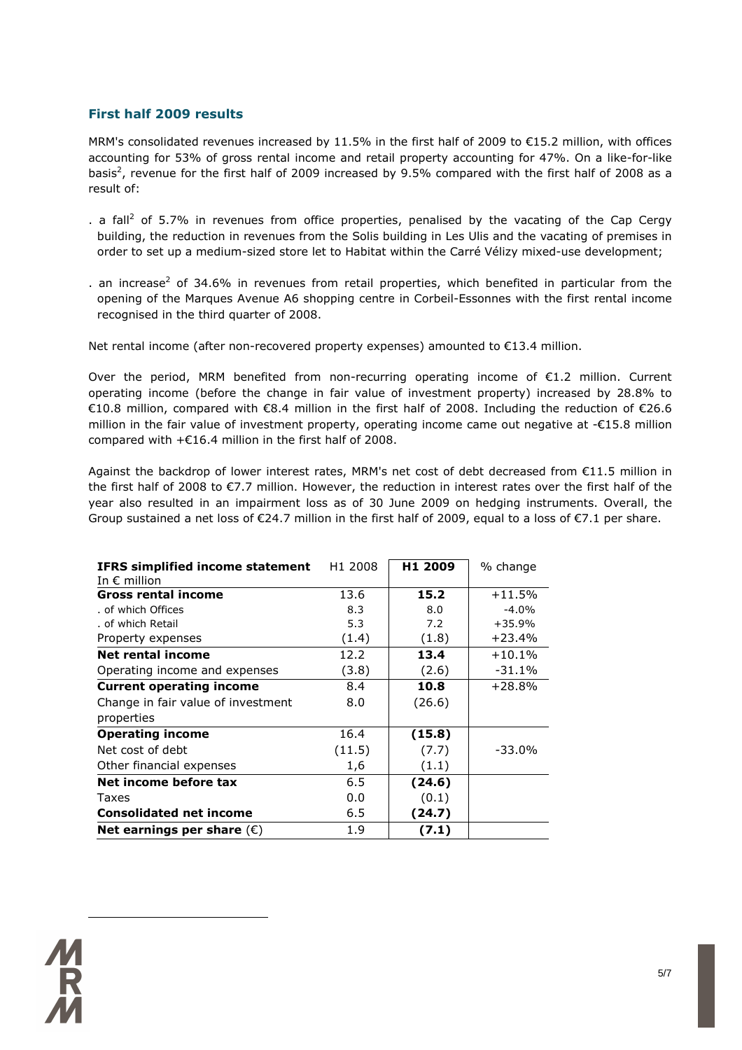## First half 2009 results

MRM's consolidated revenues increased by 11.5% in the first half of 2009 to €15.2 million, with offices accounting for 53% of gross rental income and retail property accounting for 47%. On a like-for-like basis[2], revenue for the first half of 2009 increased by 9.5% compared with the first half of 2008 as a result of:

. a fall[2] of 5.7% in revenues from office properties, penalised by the vacating of the Cap Cergy building, the reduction in revenues from the Solis building in Les Ulis and the vacating of premises in order to set up a medium-sized store let to Habitat within the Carré Vélizy mixed-use development;

. an increase[2] of 34.6% in revenues from retail properties, which benefited in particular from the opening of the Marques Avenue A6 shopping centre in Corbeil-Essonnes with the first rental income recognised in the third quarter of 2008.

Net rental income (after non-recovered property expenses) amounted to €13.4 million.

Over the period, MRM benefited from non-recurring operating income of €1.2 million. Current operating income (before the change in fair value of investment property) increased by 28.8% to €10.8 million, compared with €8.4 million in the first half of 2008. Including the reduction of €26.6 million in the fair value of investment property, operating income came out negative at -€15.8 million compared with +€16.4 million in the first half of 2008.

Against the backdrop of lower interest rates, MRM's net cost of debt decreased from €11.5 million in the first half of 2008 to €7.7 million. However, the reduction in interest rates over the first half of the year also resulted in an impairment loss as of 30 June 2009 on hedging instruments. Overall, the Group sustained a net loss of €24.7 million in the first half of 2009, equal to a loss of €7.1 per share.

| **IFRS simplified income statement**<br>In € million | H1 2008 | **H1 2009** | % change |
|---|---|---|---|
| **Gross rental income** | 13.6 | **15.2** | +11.5% |
| . of which Offices | 8.3 | 8.0 | -4.0% |
| . of which Retail | 5.3 | 7.2 | +35.9% |
| Property expenses | (1.4) | (1.8) | +23.4% |
| **Net rental income** | 12.2 | **13.4** | +10.1% |
| Operating income and expenses | (3.8) | (2.6) | -31.1% |
| **Current operating income** | 8.4 | **10.8** | +28.8% |
| Change in fair value of investment properties | 8.0 | (26.6) | |
| **Operating income** | 16.4 | **(15.8)** | |
| Net cost of debt | (11.5) | (7.7) | -33.0% |
| Other financial expenses | 1,6 | (1.1) | |
| **Net income before tax** | 6.5 | **(24.6)** | |
| Taxes | 0.0 | (0.1) | |
| **Consolidated net income** | 6.5 | **(24.7)** | |
| **Net earnings per share** (€) | 1.9 | **(7.1)** | |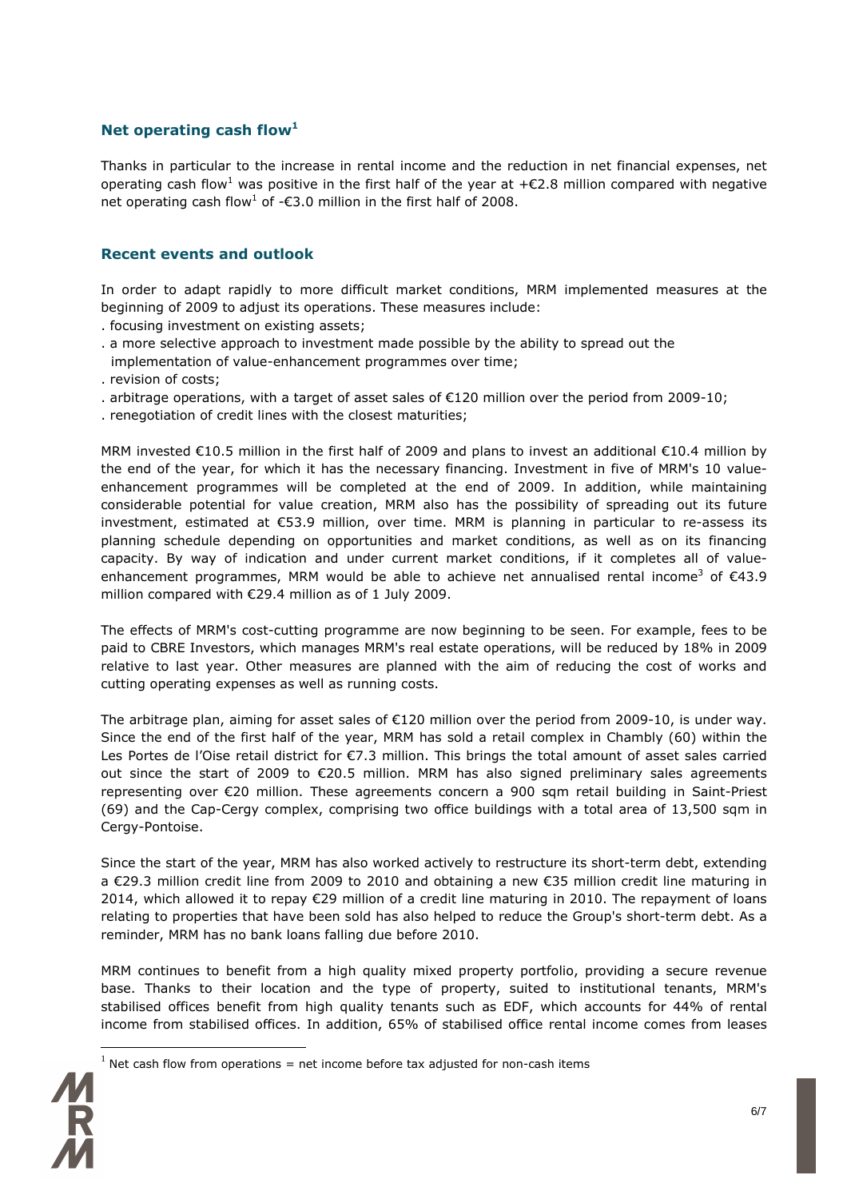## Net operating cash flow[1]

Thanks in particular to the increase in rental income and the reduction in net financial expenses, net operating cash flow[1] was positive in the first half of the year at +€2.8 million compared with negative net operating cash flow[1] of -€3.0 million in the first half of 2008.

## Recent events and outlook

In order to adapt rapidly to more difficult market conditions, MRM implemented measures at the beginning of 2009 to adjust its operations. These measures include:

. focusing investment on existing assets;
. a more selective approach to investment made possible by the ability to spread out the implementation of value-enhancement programmes over time;
. revision of costs;
. arbitrage operations, with a target of asset sales of €120 million over the period from 2009-10;
. renegotiation of credit lines with the closest maturities;

MRM invested €10.5 million in the first half of 2009 and plans to invest an additional €10.4 million by the end of the year, for which it has the necessary financing. Investment in five of MRM's 10 value-enhancement programmes will be completed at the end of 2009. In addition, while maintaining considerable potential for value creation, MRM also has the possibility of spreading out its future investment, estimated at €53.9 million, over time. MRM is planning in particular to re-assess its planning schedule depending on opportunities and market conditions, as well as on its financing capacity. By way of indication and under current market conditions, if it completes all of value-enhancement programmes, MRM would be able to achieve net annualised rental income[3] of €43.9 million compared with €29.4 million as of 1 July 2009.

The effects of MRM's cost-cutting programme are now beginning to be seen. For example, fees to be paid to CBRE Investors, which manages MRM's real estate operations, will be reduced by 18% in 2009 relative to last year. Other measures are planned with the aim of reducing the cost of works and cutting operating expenses as well as running costs.

The arbitrage plan, aiming for asset sales of €120 million over the period from 2009-10, is under way. Since the end of the first half of the year, MRM has sold a retail complex in Chambly (60) within the Les Portes de l'Oise retail district for €7.3 million. This brings the total amount of asset sales carried out since the start of 2009 to €20.5 million. MRM has also signed preliminary sales agreements representing over €20 million. These agreements concern a 900 sqm retail building in Saint-Priest (69) and the Cap-Cergy complex, comprising two office buildings with a total area of 13,500 sqm in Cergy-Pontoise.

Since the start of the year, MRM has also worked actively to restructure its short-term debt, extending a €29.3 million credit line from 2009 to 2010 and obtaining a new €35 million credit line maturing in 2014, which allowed it to repay €29 million of a credit line maturing in 2010. The repayment of loans relating to properties that have been sold has also helped to reduce the Group's short-term debt. As a reminder, MRM has no bank loans falling due before 2010.

MRM continues to benefit from a high quality mixed property portfolio, providing a secure revenue base. Thanks to their location and the type of property, suited to institutional tenants, MRM's stabilised offices benefit from high quality tenants such as EDF, which accounts for 44% of rental income from stabilised offices. In addition, 65% of stabilised office rental income comes from leases

[1] Net cash flow from operations = net income before tax adjusted for non-cash items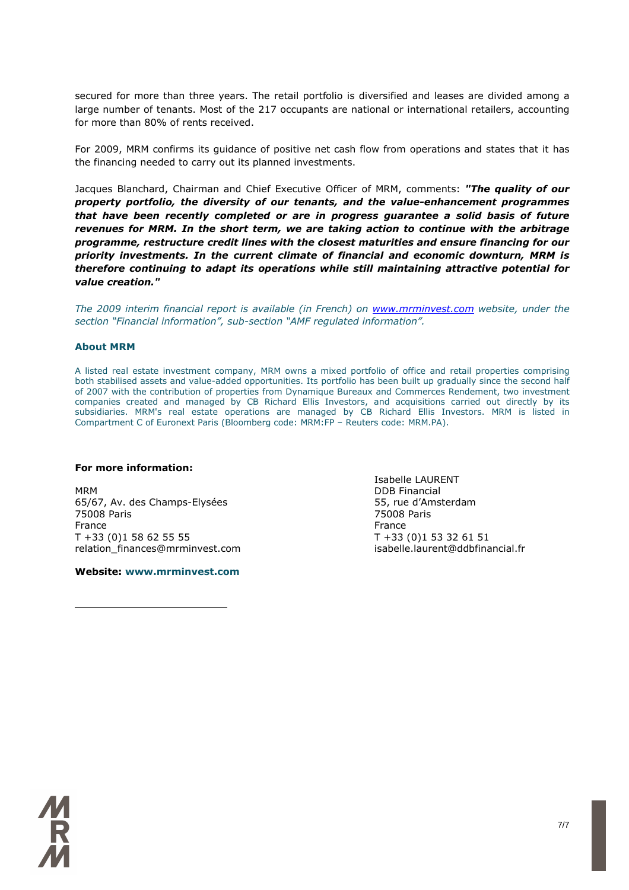secured for more than three years. The retail portfolio is diversified and leases are divided among a large number of tenants. Most of the 217 occupants are national or international retailers, accounting for more than 80% of rents received.

For 2009, MRM confirms its guidance of positive net cash flow from operations and states that it has the financing needed to carry out its planned investments.

Jacques Blanchard, Chairman and Chief Executive Officer of MRM, comments: ***"The quality of our property portfolio, the diversity of our tenants, and the value-enhancement programmes that have been recently completed or are in progress guarantee a solid basis of future revenues for MRM. In the short term, we are taking action to continue with the arbitrage programme, restructure credit lines with the closest maturities and ensure financing for our priority investments. In the current climate of financial and economic downturn, MRM is therefore continuing to adapt its operations while still maintaining attractive potential for value creation."***

*The 2009 interim financial report is available (in French) on [www.mrminvest.com](http://www.mrminvest.com) website, under the section "Financial information", sub-section "AMF regulated information".*

### About MRM

A listed real estate investment company, MRM owns a mixed portfolio of office and retail properties comprising both stabilised assets and value-added opportunities. Its portfolio has been built up gradually since the second half of 2007 with the contribution of properties from Dynamique Bureaux and Commerces Rendement, two investment companies created and managed by CB Richard Ellis Investors, and acquisitions carried out directly by its subsidiaries. MRM's real estate operations are managed by CB Richard Ellis Investors. MRM is listed in Compartment C of Euronext Paris (Bloomberg code: MRM:FP – Reuters code: MRM.PA).

**For more information:**

MRM
65/67, Av. des Champs-Elysées
75008 Paris
France
T +33 (0)1 58 62 55 55
relation_finances@mrminvest.com

Isabelle LAURENT
DDB Financial
55, rue d'Amsterdam
75008 Paris
France
T +33 (0)1 53 32 61 51
isabelle.laurent@ddbfinancial.fr

**Website: www.mrminvest.com**